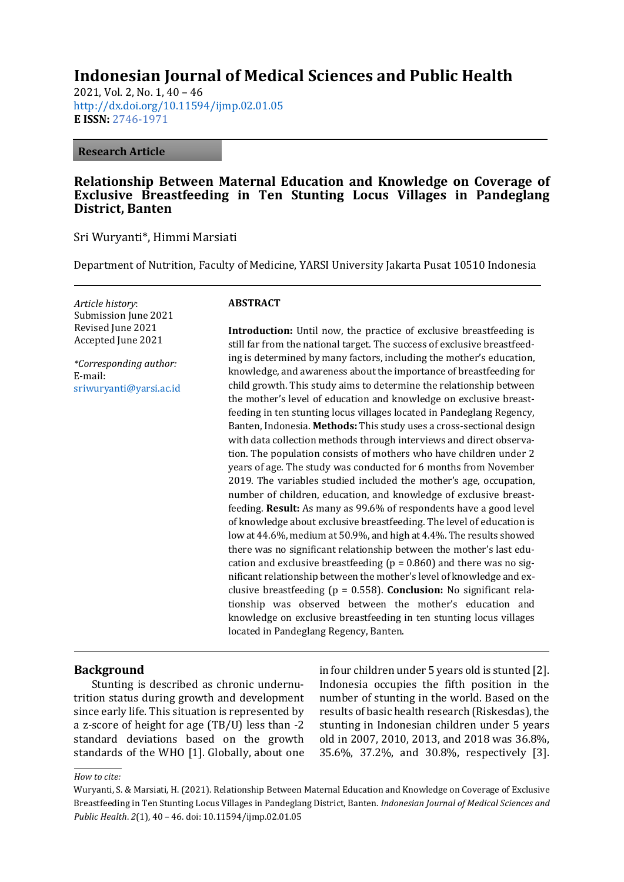# Indonesian Journal of Medical Sciences and Public Health

2021, Vol. 2, No. 1, 40 – 46
http://dx.doi.org/10.11594/ijmp.02.01.05
**E ISSN:** 2746-1971

**Research Article**

## Relationship Between Maternal Education and Knowledge on Coverage of Exclusive Breastfeeding in Ten Stunting Locus Villages in Pandeglang District, Banten

Sri Wuryanti*, Himmi Marsiati

Department of Nutrition, Faculty of Medicine, YARSI University Jakarta Pusat 10510 Indonesia

*Article history*:
Submission June 2021
Revised June 2021
Accepted June 2021

*\*Corresponding author:*
E-mail:
sriwuryanti@yarsi.ac.id

**ABSTRACT**

**Introduction:** Until now, the practice of exclusive breastfeeding is still far from the national target. The success of exclusive breastfeeding is determined by many factors, including the mother's education, knowledge, and awareness about the importance of breastfeeding for child growth. This study aims to determine the relationship between the mother's level of education and knowledge on exclusive breastfeeding in ten stunting locus villages located in Pandeglang Regency, Banten, Indonesia. **Methods:** This study uses a cross-sectional design with data collection methods through interviews and direct observation. The population consists of mothers who have children under 2 years of age. The study was conducted for 6 months from November 2019. The variables studied included the mother's age, occupation, number of children, education, and knowledge of exclusive breastfeeding. **Result:** As many as 99.6% of respondents have a good level of knowledge about exclusive breastfeeding. The level of education is low at 44.6%, medium at 50.9%, and high at 4.4%. The results showed there was no significant relationship between the mother's last education and exclusive breastfeeding ($p = 0.860$) and there was no significant relationship between the mother's level of knowledge and exclusive breastfeeding ($p = 0.558$). **Conclusion:** No significant relationship was observed between the mother's education and knowledge on exclusive breastfeeding in ten stunting locus villages located in Pandeglang Regency, Banten.

## Background

Stunting is described as chronic undernutrition status during growth and development since early life. This situation is represented by a z-score of height for age (TB/U) less than -2 standard deviations based on the growth standards of the WHO [1]. Globally, about one in four children under 5 years old is stunted [2]. Indonesia occupies the fifth position in the number of stunting in the world. Based on the results of basic health research (Riskesdas), the stunting in Indonesian children under 5 years old in 2007, 2010, 2013, and 2018 was 36.8%, 35.6%, 37.2%, and 30.8%, respectively [3].

*How to cite:*
Wuryanti, S. & Marsiati, H. (2021). Relationship Between Maternal Education and Knowledge on Coverage of Exclusive Breastfeeding in Ten Stunting Locus Villages in Pandeglang District, Banten. *Indonesian Journal of Medical Sciences and Public Health*. *2*(1), 40 – 46. doi: 10.11594/ijmp.02.01.05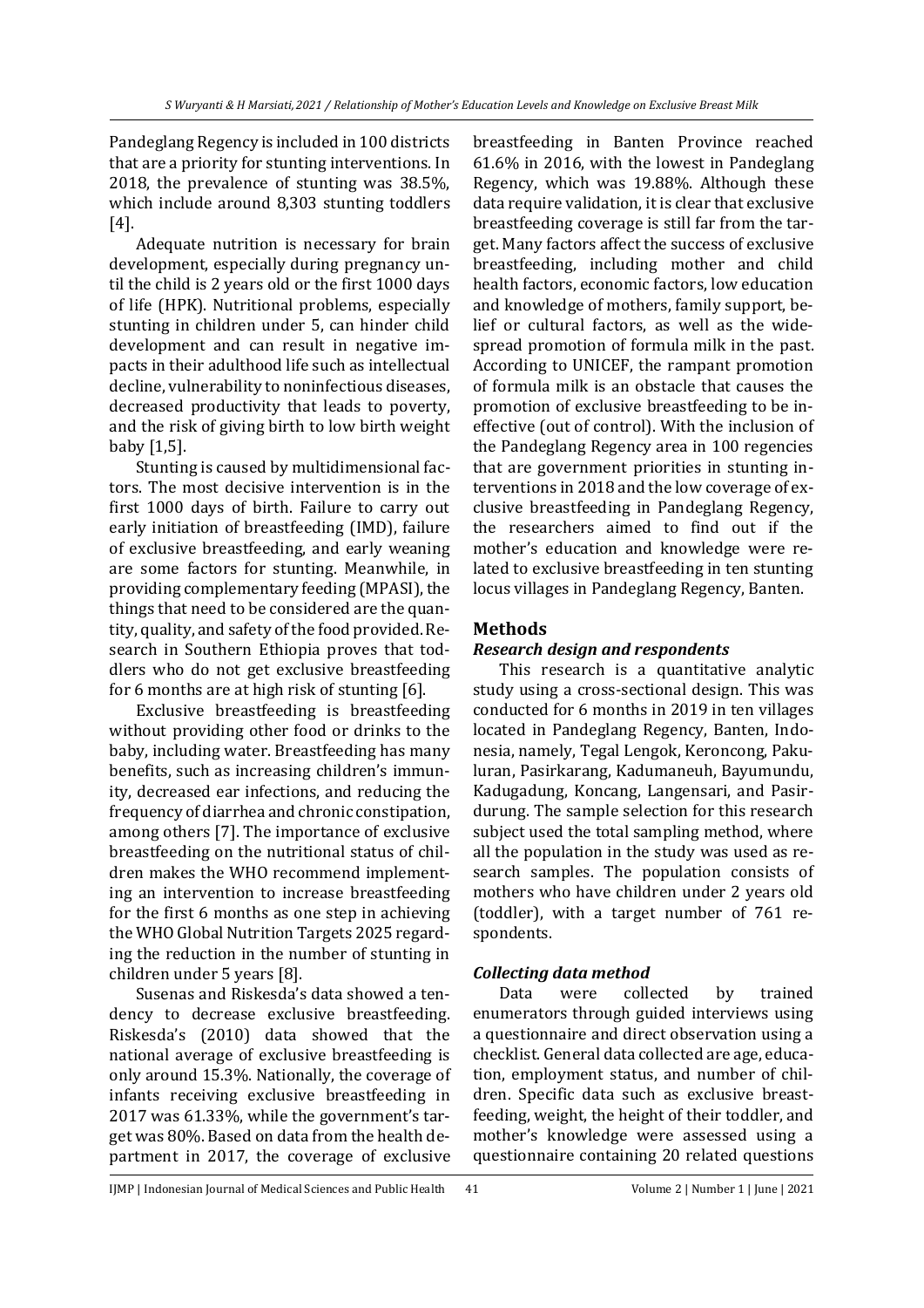Pandeglang Regency is included in 100 districts that are a priority for stunting interventions. In 2018, the prevalence of stunting was 38.5%, which include around 8,303 stunting toddlers [4].

Adequate nutrition is necessary for brain development, especially during pregnancy until the child is 2 years old or the first 1000 days of life (HPK). Nutritional problems, especially stunting in children under 5, can hinder child development and can result in negative impacts in their adulthood life such as intellectual decline, vulnerability to noninfectious diseases, decreased productivity that leads to poverty, and the risk of giving birth to low birth weight baby [1,5].

Stunting is caused by multidimensional factors. The most decisive intervention is in the first 1000 days of birth. Failure to carry out early initiation of breastfeeding (IMD), failure of exclusive breastfeeding, and early weaning are some factors for stunting. Meanwhile, in providing complementary feeding (MPASI), the things that need to be considered are the quantity, quality, and safety of the food provided. Research in Southern Ethiopia proves that toddlers who do not get exclusive breastfeeding for 6 months are at high risk of stunting [6].

Exclusive breastfeeding is breastfeeding without providing other food or drinks to the baby, including water. Breastfeeding has many benefits, such as increasing children's immunity, decreased ear infections, and reducing the frequency of diarrhea and chronic constipation, among others [7]. The importance of exclusive breastfeeding on the nutritional status of children makes the WHO recommend implementing an intervention to increase breastfeeding for the first 6 months as one step in achieving the WHO Global Nutrition Targets 2025 regarding the reduction in the number of stunting in children under 5 years [8].

Susenas and Riskesda's data showed a tendency to decrease exclusive breastfeeding. Riskesda's (2010) data showed that the national average of exclusive breastfeeding is only around 15.3%. Nationally, the coverage of infants receiving exclusive breastfeeding in 2017 was 61.33%, while the government's target was 80%. Based on data from the health department in 2017, the coverage of exclusive breastfeeding in Banten Province reached 61.6% in 2016, with the lowest in Pandeglang Regency, which was 19.88%. Although these data require validation, it is clear that exclusive breastfeeding coverage is still far from the target. Many factors affect the success of exclusive breastfeeding, including mother and child health factors, economic factors, low education and knowledge of mothers, family support, belief or cultural factors, as well as the widespread promotion of formula milk in the past. According to UNICEF, the rampant promotion of formula milk is an obstacle that causes the promotion of exclusive breastfeeding to be ineffective (out of control). With the inclusion of the Pandeglang Regency area in 100 regencies that are government priorities in stunting interventions in 2018 and the low coverage of exclusive breastfeeding in Pandeglang Regency, the researchers aimed to find out if the mother's education and knowledge were related to exclusive breastfeeding in ten stunting locus villages in Pandeglang Regency, Banten.

## Methods

### *Research design and respondents*

This research is a quantitative analytic study using a cross-sectional design. This was conducted for 6 months in 2019 in ten villages located in Pandeglang Regency, Banten, Indonesia, namely, Tegal Lengok, Keroncong, Pakuluran, Pasirkarang, Kadumaneuh, Bayumundu, Kadugadung, Koncang, Langensari, and Pasirdurung. The sample selection for this research subject used the total sampling method, where all the population in the study was used as research samples. The population consists of mothers who have children under 2 years old (toddler), with a target number of 761 respondents.

### *Collecting data method*

Data were collected by trained enumerators through guided interviews using a questionnaire and direct observation using a checklist. General data collected are age, education, employment status, and number of children. Specific data such as exclusive breastfeeding, weight, the height of their toddler, and mother's knowledge were assessed using a questionnaire containing 20 related questions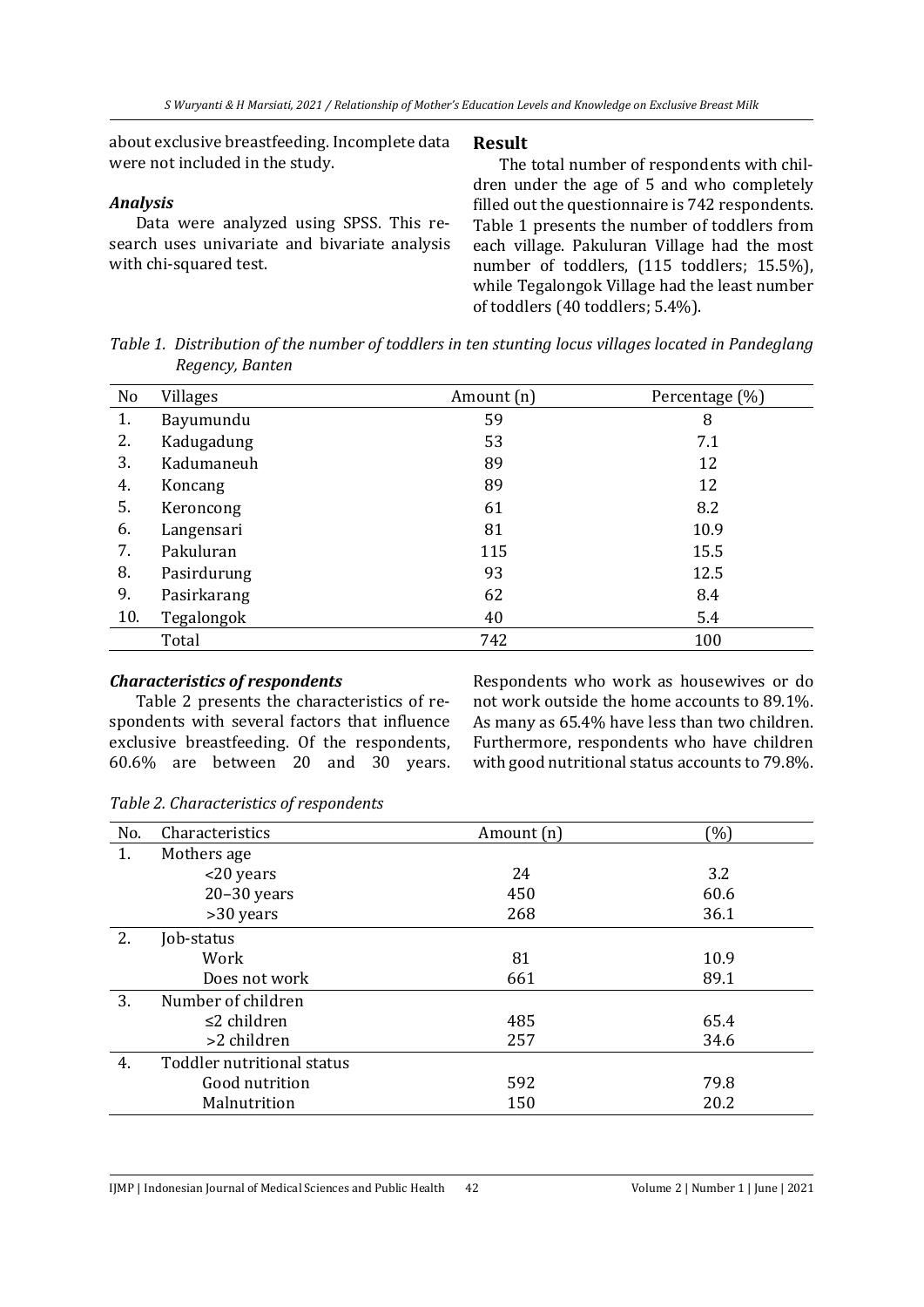about exclusive breastfeeding. Incomplete data were not included in the study.

### *Analysis*

Data were analyzed using SPSS. This research uses univariate and bivariate analysis with chi-squared test.

## Result

The total number of respondents with children under the age of 5 and who completely filled out the questionnaire is 742 respondents. Table 1 presents the number of toddlers from each village. Pakuluran Village had the most number of toddlers, (115 toddlers; 15.5%), while Tegalongok Village had the least number of toddlers (40 toddlers; 5.4%).

*Table 1. Distribution of the number of toddlers in ten stunting locus villages located in Pandeglang Regency, Banten*

| No | Villages | Amount (n) | Percentage (%) |
|---|---|---|---|
| 1. | Bayumundu | 59 | 8 |
| 2. | Kadugadung | 53 | 7.1 |
| 3. | Kadumaneuh | 89 | 12 |
| 4. | Koncang | 89 | 12 |
| 5. | Keroncong | 61 | 8.2 |
| 6. | Langensari | 81 | 10.9 |
| 7. | Pakuluran | 115 | 15.5 |
| 8. | Pasirdurung | 93 | 12.5 |
| 9. | Pasirkarang | 62 | 8.4 |
| 10. | Tegalongok | 40 | 5.4 |
| | Total | 742 | 100 |

### *Characteristics of respondents*

Table 2 presents the characteristics of respondents with several factors that influence exclusive breastfeeding. Of the respondents, 60.6% are between 20 and 30 years. Respondents who work as housewives or do not work outside the home accounts to 89.1%. As many as 65.4% have less than two children. Furthermore, respondents who have children with good nutritional status accounts to 79.8%.

*Table 2. Characteristics of respondents*

| No. | Characteristics | Amount (n) | (%) |
|---|---|---|---|
| 1. | Mothers age | | |
| | <20 years | 24 | 3.2 |
| | 20–30 years | 450 | 60.6 |
| | >30 years | 268 | 36.1 |
| 2. | Job-status | | |
| | Work | 81 | 10.9 |
| | Does not work | 661 | 89.1 |
| 3. | Number of children | | |
| | ≤2 children | 485 | 65.4 |
| | >2 children | 257 | 34.6 |
| 4. | Toddler nutritional status | | |
| | Good nutrition | 592 | 79.8 |
| | Malnutrition | 150 | 20.2 |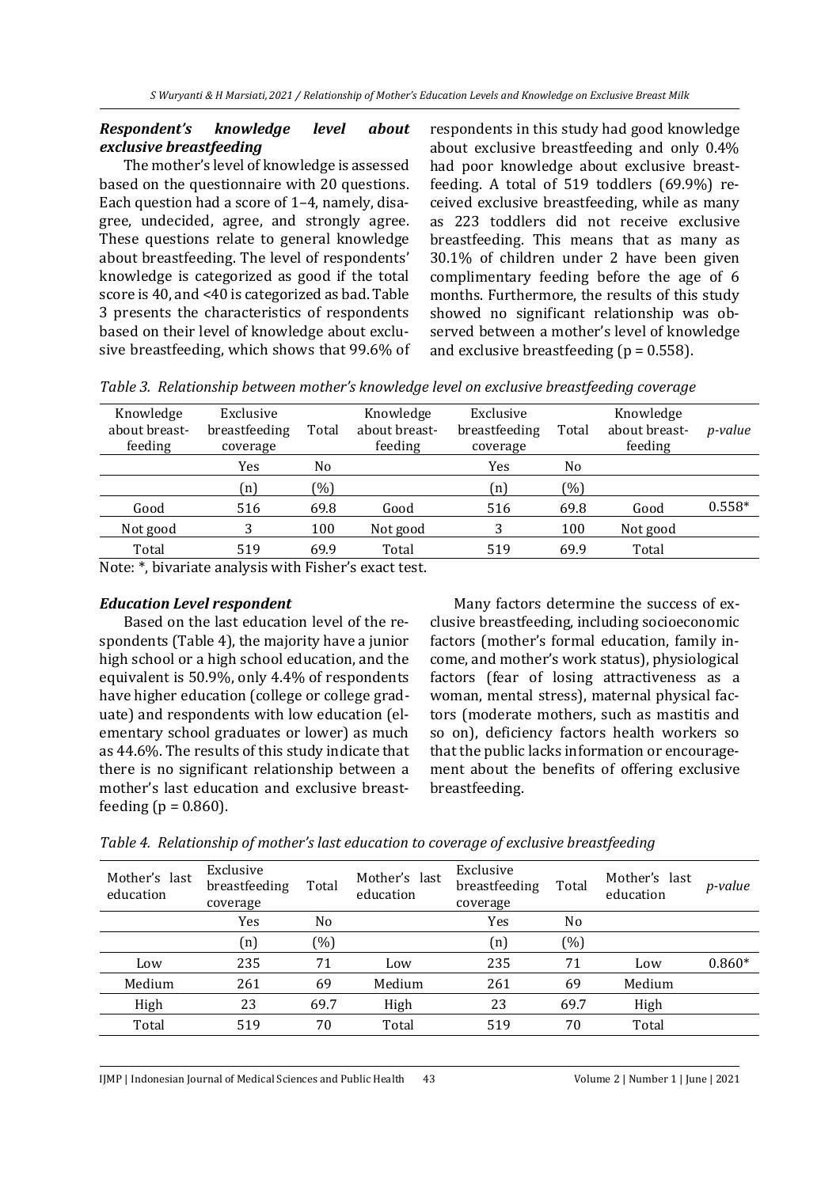### *Respondent's knowledge level about exclusive breastfeeding*

The mother's level of knowledge is assessed based on the questionnaire with 20 questions. Each question had a score of 1–4, namely, disagree, undecided, agree, and strongly agree. These questions relate to general knowledge about breastfeeding. The level of respondents' knowledge is categorized as good if the total score is 40, and <40 is categorized as bad. Table 3 presents the characteristics of respondents based on their level of knowledge about exclusive breastfeeding, which shows that 99.6% of respondents in this study had good knowledge about exclusive breastfeeding and only 0.4% had poor knowledge about exclusive breastfeeding. A total of 519 toddlers (69.9%) received exclusive breastfeeding, while as many as 223 toddlers did not receive exclusive breastfeeding. This means that as many as 30.1% of children under 2 have been given complimentary feeding before the age of 6 months. Furthermore, the results of this study showed no significant relationship was observed between a mother's level of knowledge and exclusive breastfeeding (p = 0.558).

*Table 3. Relationship between mother's knowledge level on exclusive breastfeeding coverage*

| Knowledge about breast-feeding | Exclusive breastfeeding coverage | Total | Knowledge about breast-feeding | Exclusive breastfeeding coverage | Total | Knowledge about breast-feeding | *p-value* |
|---|---|---|---|---|---|---|---|
| | Yes | No | | Yes | No | | |
| | (n) | (%) | | (n) | (%) | | |
| Good | 516 | 69.8 | Good | 516 | 69.8 | Good | 0.558* |
| Not good | 3 | 100 | Not good | 3 | 100 | Not good | |
| Total | 519 | 69.9 | Total | 519 | 69.9 | Total | |

Note: *, bivariate analysis with Fisher's exact test.

### *Education Level respondent*

Based on the last education level of the respondents (Table 4), the majority have a junior high school or a high school education, and the equivalent is 50.9%, only 4.4% of respondents have higher education (college or college graduate) and respondents with low education (elementary school graduates or lower) as much as 44.6%. The results of this study indicate that there is no significant relationship between a mother's last education and exclusive breastfeeding (p = 0.860).

Many factors determine the success of exclusive breastfeeding, including socioeconomic factors (mother's formal education, family income, and mother's work status), physiological factors (fear of losing attractiveness as a woman, mental stress), maternal physical factors (moderate mothers, such as mastitis and so on), deficiency factors health workers so that the public lacks information or encouragement about the benefits of offering exclusive breastfeeding.

*Table 4. Relationship of mother's last education to coverage of exclusive breastfeeding*

| Mother's last education | Exclusive breastfeeding coverage | Total | Mother's last education | Exclusive breastfeeding coverage | Total | Mother's last education | *p-value* |
|---|---|---|---|---|---|---|---|
| | Yes | No | | Yes | No | | |
| | (n) | (%) | | (n) | (%) | | |
| Low | 235 | 71 | Low | 235 | 71 | Low | 0.860* |
| Medium | 261 | 69 | Medium | 261 | 69 | Medium | |
| High | 23 | 69.7 | High | 23 | 69.7 | High | |
| Total | 519 | 70 | Total | 519 | 70 | Total | |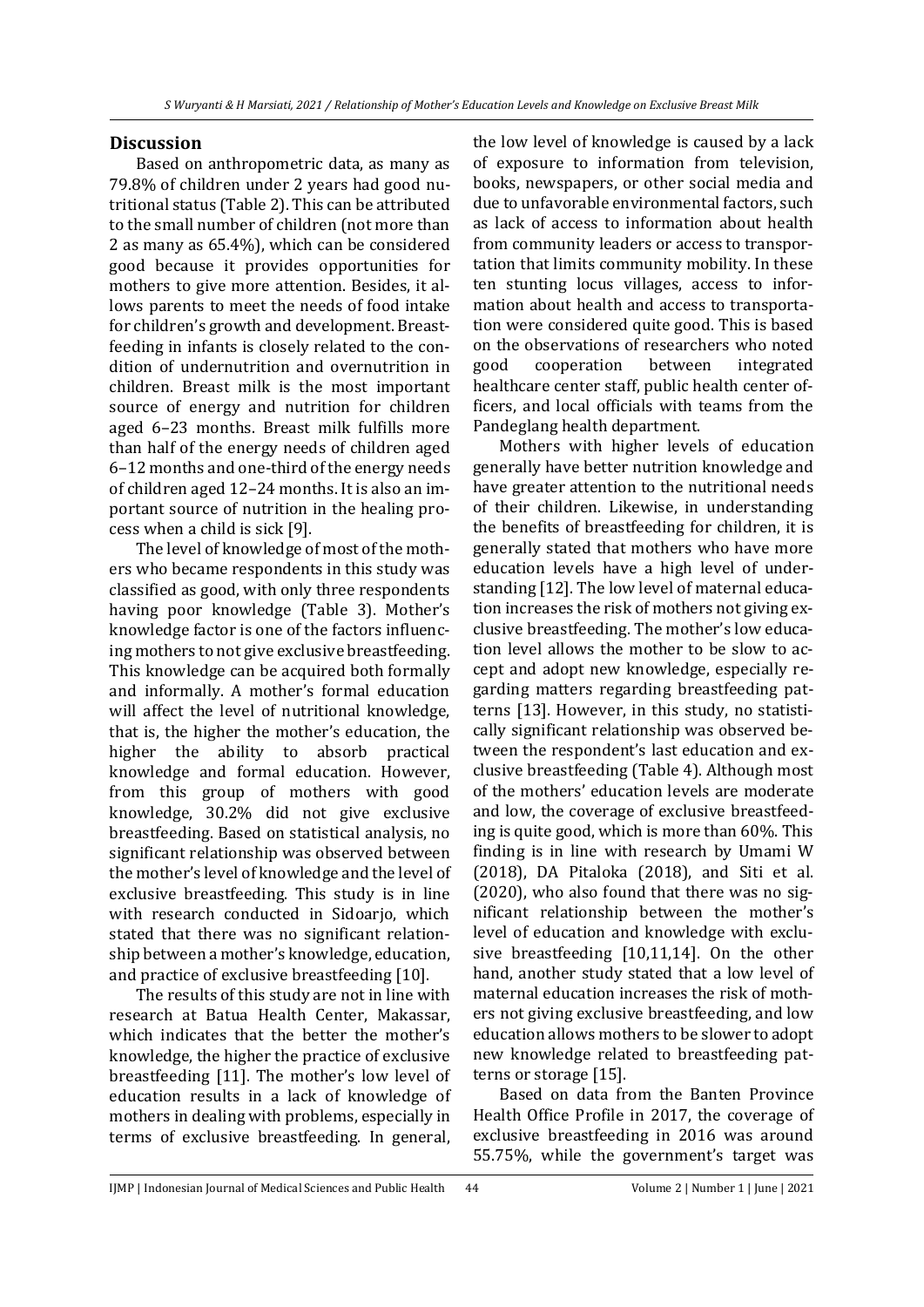## Discussion

Based on anthropometric data, as many as 79.8% of children under 2 years had good nutritional status (Table 2). This can be attributed to the small number of children (not more than 2 as many as 65.4%), which can be considered good because it provides opportunities for mothers to give more attention. Besides, it allows parents to meet the needs of food intake for children's growth and development. Breastfeeding in infants is closely related to the condition of undernutrition and overnutrition in children. Breast milk is the most important source of energy and nutrition for children aged 6–23 months. Breast milk fulfills more than half of the energy needs of children aged 6–12 months and one-third of the energy needs of children aged 12–24 months. It is also an important source of nutrition in the healing process when a child is sick [9].

The level of knowledge of most of the mothers who became respondents in this study was classified as good, with only three respondents having poor knowledge (Table 3). Mother's knowledge factor is one of the factors influencing mothers to not give exclusive breastfeeding. This knowledge can be acquired both formally and informally. A mother's formal education will affect the level of nutritional knowledge, that is, the higher the mother's education, the higher the ability to absorb practical knowledge and formal education. However, from this group of mothers with good knowledge, 30.2% did not give exclusive breastfeeding. Based on statistical analysis, no significant relationship was observed between the mother's level of knowledge and the level of exclusive breastfeeding. This study is in line with research conducted in Sidoarjo, which stated that there was no significant relationship between a mother's knowledge, education, and practice of exclusive breastfeeding [10].

The results of this study are not in line with research at Batua Health Center, Makassar, which indicates that the better the mother's knowledge, the higher the practice of exclusive breastfeeding [11]. The mother's low level of education results in a lack of knowledge of mothers in dealing with problems, especially in terms of exclusive breastfeeding. In general, the low level of knowledge is caused by a lack of exposure to information from television, books, newspapers, or other social media and due to unfavorable environmental factors, such as lack of access to information about health from community leaders or access to transportation that limits community mobility. In these ten stunting locus villages, access to information about health and access to transportation were considered quite good. This is based on the observations of researchers who noted good cooperation between integrated healthcare center staff, public health center officers, and local officials with teams from the Pandeglang health department.

Mothers with higher levels of education generally have better nutrition knowledge and have greater attention to the nutritional needs of their children. Likewise, in understanding the benefits of breastfeeding for children, it is generally stated that mothers who have more education levels have a high level of understanding [12]. The low level of maternal education increases the risk of mothers not giving exclusive breastfeeding. The mother's low education level allows the mother to be slow to accept and adopt new knowledge, especially regarding matters regarding breastfeeding patterns [13]. However, in this study, no statistically significant relationship was observed between the respondent's last education and exclusive breastfeeding (Table 4). Although most of the mothers' education levels are moderate and low, the coverage of exclusive breastfeeding is quite good, which is more than 60%. This finding is in line with research by Umami W (2018), DA Pitaloka (2018), and Siti et al. (2020), who also found that there was no significant relationship between the mother's level of education and knowledge with exclusive breastfeeding [10,11,14]. On the other hand, another study stated that a low level of maternal education increases the risk of mothers not giving exclusive breastfeeding, and low education allows mothers to be slower to adopt new knowledge related to breastfeeding patterns or storage [15].

Based on data from the Banten Province Health Office Profile in 2017, the coverage of exclusive breastfeeding in 2016 was around 55.75%, while the government's target was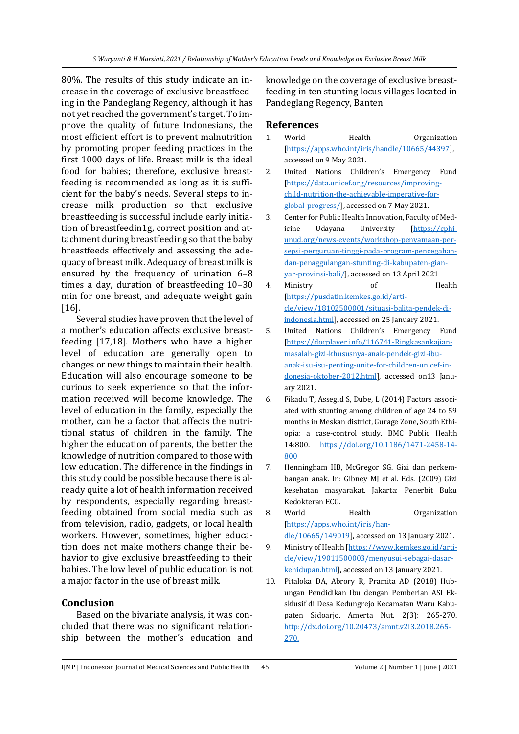80%. The results of this study indicate an increase in the coverage of exclusive breastfeeding in the Pandeglang Regency, although it has not yet reached the government's target. To improve the quality of future Indonesians, the most efficient effort is to prevent malnutrition by promoting proper feeding practices in the first 1000 days of life. Breast milk is the ideal food for babies; therefore, exclusive breastfeeding is recommended as long as it is sufficient for the baby's needs. Several steps to increase milk production so that exclusive breastfeeding is successful include early initiation of breastfeedin1g, correct position and attachment during breastfeeding so that the baby breastfeeds effectively and assessing the adequacy of breast milk. Adequacy of breast milk is ensured by the frequency of urination 6–8 times a day, duration of breastfeeding 10–30 min for one breast, and adequate weight gain [16].

Several studies have proven that the level of a mother's education affects exclusive breastfeeding [17,18]. Mothers who have a higher level of education are generally open to changes or new things to maintain their health. Education will also encourage someone to be curious to seek experience so that the information received will become knowledge. The level of education in the family, especially the mother, can be a factor that affects the nutritional status of children in the family. The higher the education of parents, the better the knowledge of nutrition compared to those with low education. The difference in the findings in this study could be possible because there is already quite a lot of health information received by respondents, especially regarding breastfeeding obtained from social media such as from television, radio, gadgets, or local health workers. However, sometimes, higher education does not make mothers change their behavior to give exclusive breastfeeding to their babies. The low level of public education is not a major factor in the use of breast milk.

## Conclusion

Based on the bivariate analysis, it was concluded that there was no significant relationship between the mother's education and knowledge on the coverage of exclusive breastfeeding in ten stunting locus villages located in Pandeglang Regency, Banten.

## References

1. World Health Organization [https://apps.who.int/iris/handle/10665/44397], accessed on 9 May 2021.
2. United Nations Children's Emergency Fund [https://data.unicef.org/resources/improving-child-nutrition-the-achievable-imperative-for-global-progress/], accessed on 7 May 2021.
3. Center for Public Health Innovation, Faculty of Medicine Udayana University [https://cphi-unud.org/news-events/workshop-penyamaan-persepsi-perguruan-tinggi-pada-program-pencegahan-dan-penaggulangan-stunting-di-kabupaten-gianyar-provinsi-bali/], accessed on 13 April 2021
4. Ministry of Health [https://pusdatin.kemkes.go.id/article/view/18102500001/situasi-balita-pendek-di-indonesia.html], accessed on 25 January 2021.
5. United Nations Children's Emergency Fund [https://docplayer.info/116741-Ringkasankajian-masalah-gizi-khususnya-anak-pendek-gizi-ibu-anak-isu-isu-penting-unite-for-children-unicef-in-donesia-oktober-2012.html], accessed on13 January 2021.
6. Fikadu T, Assegid S, Dube, L (2014) Factors associated with stunting among children of age 24 to 59 months in Meskan district, Gurage Zone, South Ethiopia: a case-control study. BMC Public Health 14:800. https://doi.org/10.1186/1471-2458-14-800
7. Henningham HB, McGregor SG. Gizi dan perkembangan anak. In: Gibney MJ et al. Eds. (2009) Gizi kesehatan masyarakat. Jakarta: Penerbit Buku Kedokteran ECG.
8. World Health Organization [https://apps.who.int/iris/handle/10665/149019], accessed on 13 January 2021.
9. Ministry of Health [https://www.kemkes.go.id/article/view/19011500003/menyusui-sebagai-dasar-kehidupan.html], accessed on 13 January 2021.
10. Pitaloka DA, Abrory R, Pramita AD (2018) Hubungan Pendidikan Ibu dengan Pemberian ASI Eksklusif di Desa Kedungrejo Kecamatan Waru Kabupaten Sidoarjo. Amerta Nut. 2(3): 265-270. http://dx.doi.org/10.20473/amnt.v2i3.2018.265-270.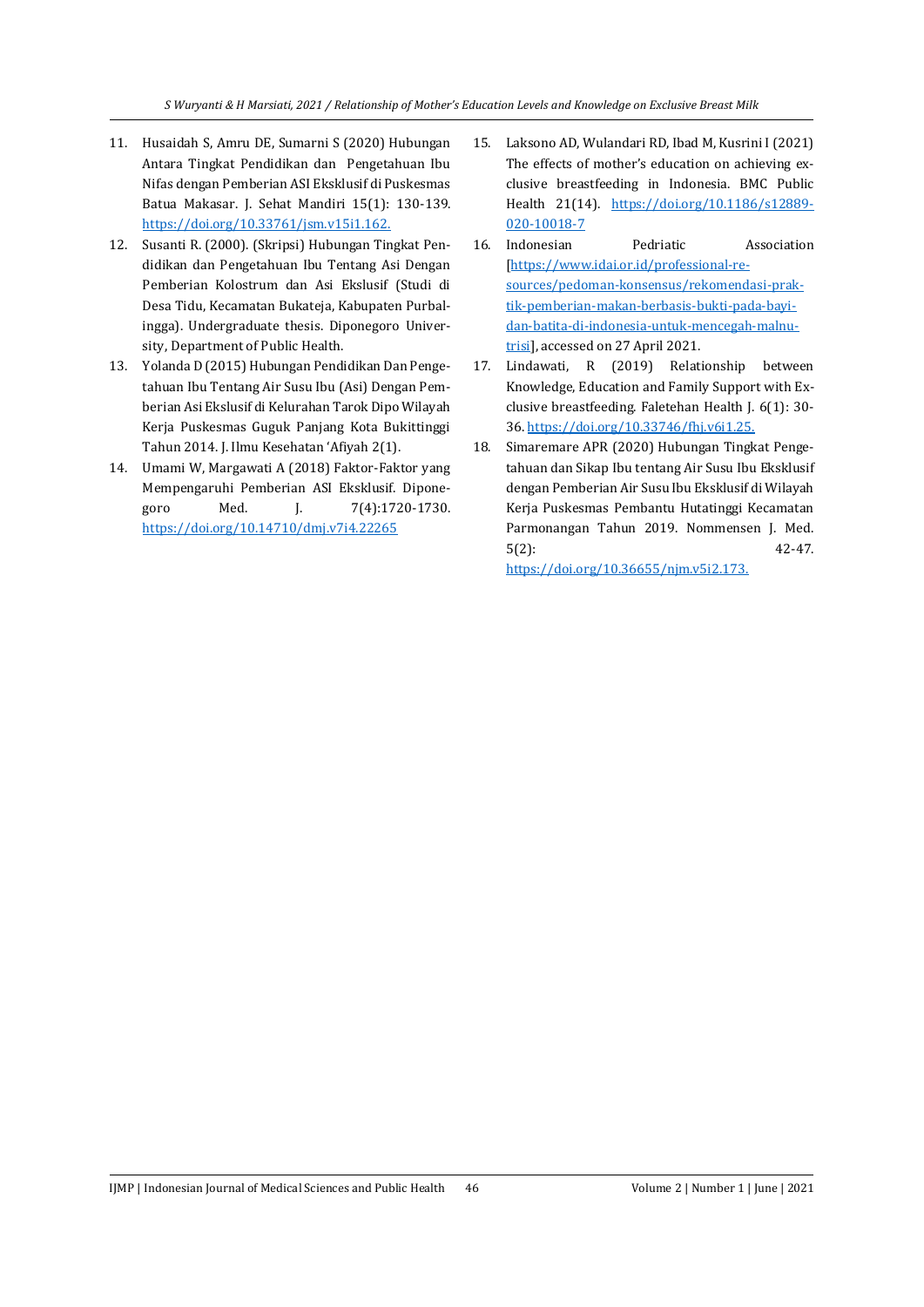11. Husaidah S, Amru DE, Sumarni S (2020) Hubungan Antara Tingkat Pendidikan dan Pengetahuan Ibu Nifas dengan Pemberian ASI Eksklusif di Puskesmas Batua Makasar. J. Sehat Mandiri 15(1): 130-139. https://doi.org/10.33761/jsm.v15i1.162.
12. Susanti R. (2000). (Skripsi) Hubungan Tingkat Pendidikan dan Pengetahuan Ibu Tentang Asi Dengan Pemberian Kolostrum dan Asi Ekslusif (Studi di Desa Tidu, Kecamatan Bukateja, Kabupaten Purbalingga). Undergraduate thesis. Diponegoro University, Department of Public Health.
13. Yolanda D (2015) Hubungan Pendidikan Dan Pengetahuan Ibu Tentang Air Susu Ibu (Asi) Dengan Pemberian Asi Ekslusif di Kelurahan Tarok Dipo Wilayah Kerja Puskesmas Guguk Panjang Kota Bukittinggi Tahun 2014. J. Ilmu Kesehatan 'Afiyah 2(1).
14. Umami W, Margawati A (2018) Faktor-Faktor yang Mempengaruhi Pemberian ASI Eksklusif. Diponegoro Med. J. 7(4):1720-1730. https://doi.org/10.14710/dmj.v7i4.22265
15. Laksono AD, Wulandari RD, Ibad M, Kusrini I (2021) The effects of mother's education on achieving exclusive breastfeeding in Indonesia. BMC Public Health 21(14). https://doi.org/10.1186/s12889-020-10018-7
16. Indonesian Pedriatic Association [https://www.idai.or.id/professional-resources/pedoman-konsensus/rekomendasi-praktik-pemberian-makan-berbasis-bukti-pada-bayi-dan-batita-di-indonesia-untuk-mencegah-malnutrisi], accessed on 27 April 2021.
17. Lindawati, R (2019) Relationship between Knowledge, Education and Family Support with Exclusive breastfeeding. Faletehan Health J. 6(1): 30-36. https://doi.org/10.33746/fhj.v6i1.25.
18. Simaremare APR (2020) Hubungan Tingkat Pengetahuan dan Sikap Ibu tentang Air Susu Ibu Eksklusif dengan Pemberian Air Susu Ibu Eksklusif di Wilayah Kerja Puskesmas Pembantu Hutatinggi Kecamatan Parmonangan Tahun 2019. Nommensen J. Med. 5(2): 42-47. https://doi.org/10.36655/njm.v5i2.173.